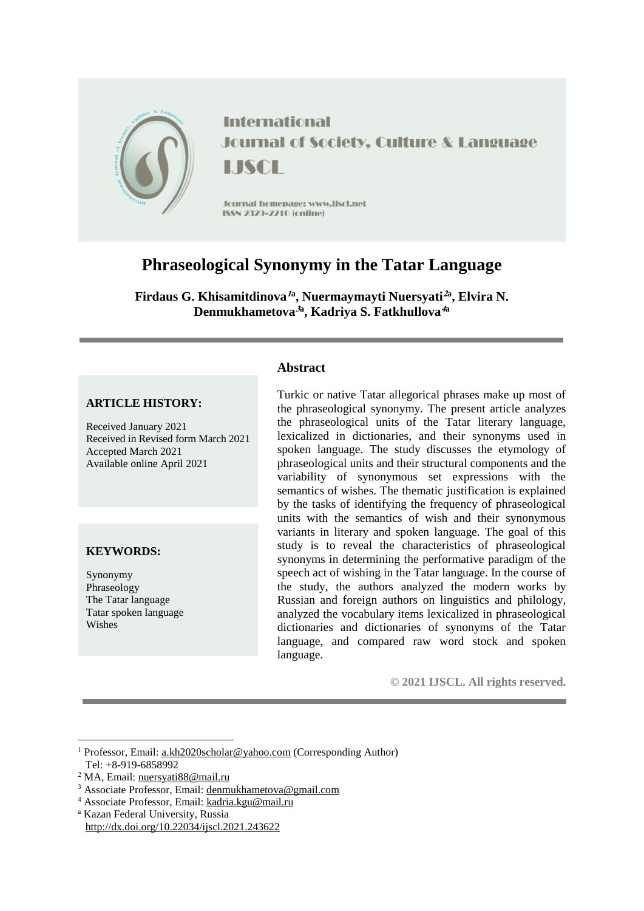International Journal of Society, Culture & Language

IJSCL

Journal homepage: www.ijscl.net
ISSN 2329-2210 (online)

# Phraseological Synonymy in the Tatar Language

**Firdaus G. Khisamitdinova[1a], Nuermaymayti Nuersyati[2a], Elvira N. Denmukhametova[3a], Kadriya S. Fatkhullova[4a]**

**ARTICLE HISTORY:**

Received January 2021
Received in Revised form March 2021
Accepted March 2021
Available online April 2021

**KEYWORDS:**

Synonymy
Phraseology
The Tatar language
Tatar spoken language
Wishes

## Abstract

Turkic or native Tatar allegorical phrases make up most of the phraseological synonymy. The present article analyzes the phraseological units of the Tatar literary language, lexicalized in dictionaries, and their synonyms used in spoken language. The study discusses the etymology of phraseological units and their structural components and the variability of synonymous set expressions with the semantics of wishes. The thematic justification is explained by the tasks of identifying the frequency of phraseological units with the semantics of wish and their synonymous variants in literary and spoken language. The goal of this study is to reveal the characteristics of phraseological synonyms in determining the performative paradigm of the speech act of wishing in the Tatar language. In the course of the study, the authors analyzed the modern works by Russian and foreign authors on linguistics and philology, analyzed the vocabulary items lexicalized in phraseological dictionaries and dictionaries of synonyms of the Tatar language, and compared raw word stock and spoken language.

**© 2021 IJSCL. All rights reserved.**

---

[1] Professor, Email: a.kh2020scholar@yahoo.com (Corresponding Author)
Tel: +8-919-6858992
[2] MA, Email: nuersyati88@mail.ru
[3] Associate Professor, Email: denmukhametova@gmail.com
[4] Associate Professor, Email: kadria.kgu@mail.ru
[a] Kazan Federal University, Russia
http://dx.doi.org/10.22034/ijscl.2021.243622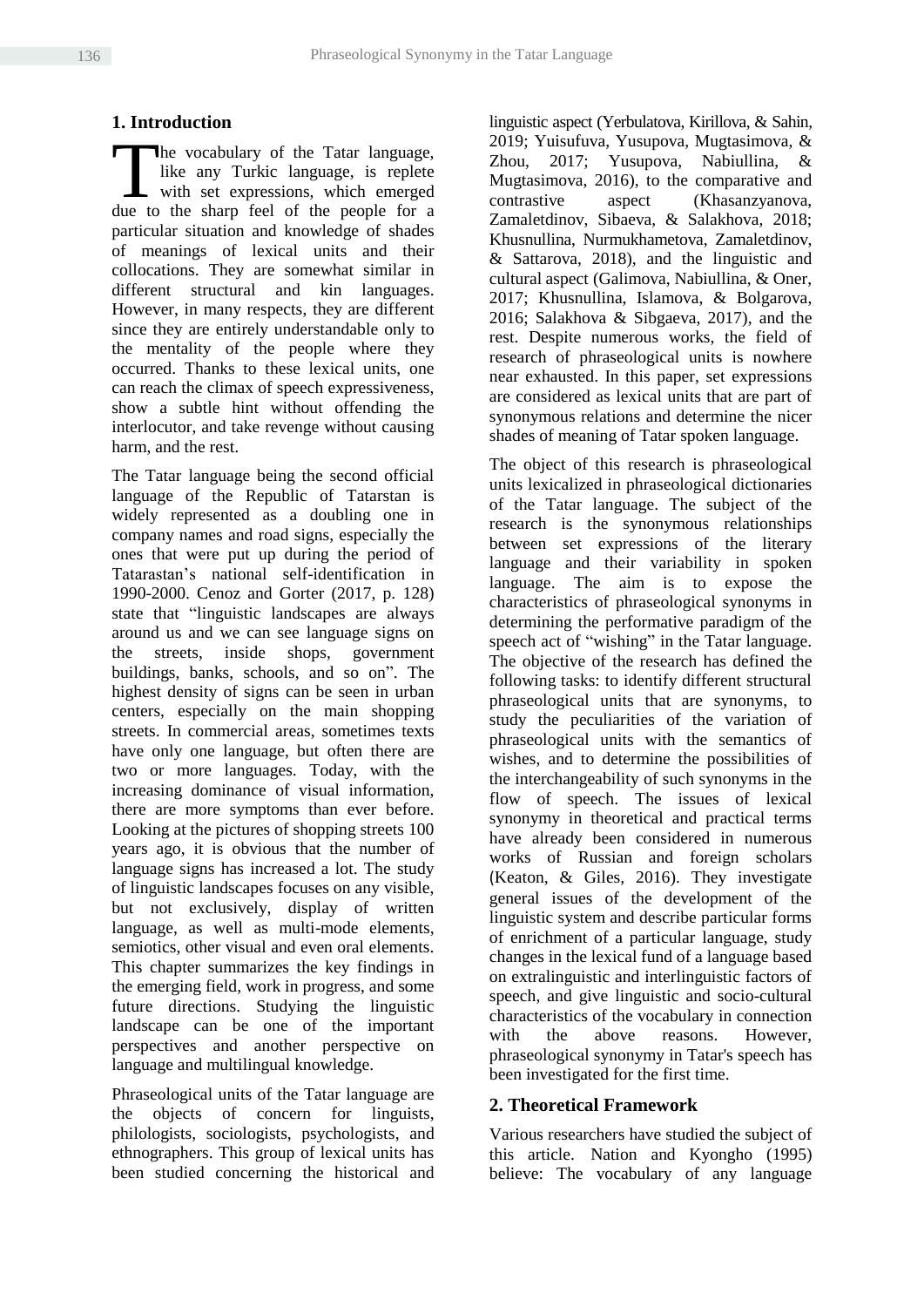## 1. Introduction

The vocabulary of the Tatar language, like any Turkic language, is replete with set expressions, which emerged due to the sharp feel of the people for a particular situation and knowledge of shades of meanings of lexical units and their collocations. They are somewhat similar in different structural and kin languages. However, in many respects, they are different since they are entirely understandable only to the mentality of the people where they occurred. Thanks to these lexical units, one can reach the climax of speech expressiveness, show a subtle hint without offending the interlocutor, and take revenge without causing harm, and the rest.

The Tatar language being the second official language of the Republic of Tatarstan is widely represented as a doubling one in company names and road signs, especially the ones that were put up during the period of Tatarastan's national self-identification in 1990-2000. Cenoz and Gorter (2017, p. 128) state that "linguistic landscapes are always around us and we can see language signs on the streets, inside shops, government buildings, banks, schools, and so on". The highest density of signs can be seen in urban centers, especially on the main shopping streets. In commercial areas, sometimes texts have only one language, but often there are two or more languages. Today, with the increasing dominance of visual information, there are more symptoms than ever before. Looking at the pictures of shopping streets 100 years ago, it is obvious that the number of language signs has increased a lot. The study of linguistic landscapes focuses on any visible, but not exclusively, display of written language, as well as multi-mode elements, semiotics, other visual and even oral elements. This chapter summarizes the key findings in the emerging field, work in progress, and some future directions. Studying the linguistic landscape can be one of the important perspectives and another perspective on language and multilingual knowledge.

Phraseological units of the Tatar language are the objects of concern for linguists, philologists, sociologists, psychologists, and ethnographers. This group of lexical units has been studied concerning the historical and linguistic aspect (Yerbulatova, Kirillova, & Sahin, 2019; Yuisufuva, Yusupova, Mugtasimova, & Zhou, 2017; Yusupova, Nabiullina, & Mugtasimova, 2016), to the comparative and contrastive aspect (Khasanzyanova, Zamaletdinov, Sibaeva, & Salakhova, 2018; Khusnullina, Nurmukhametova, Zamaletdinov, & Sattarova, 2018), and the linguistic and cultural aspect (Galimova, Nabiullina, & Oner, 2017; Khusnullina, Islamova, & Bolgarova, 2016; Salakhova & Sibgaeva, 2017), and the rest. Despite numerous works, the field of research of phraseological units is nowhere near exhausted. In this paper, set expressions are considered as lexical units that are part of synonymous relations and determine the nicer shades of meaning of Tatar spoken language.

The object of this research is phraseological units lexicalized in phraseological dictionaries of the Tatar language. The subject of the research is the synonymous relationships between set expressions of the literary language and their variability in spoken language. The aim is to expose the characteristics of phraseological synonyms in determining the performative paradigm of the speech act of "wishing" in the Tatar language. The objective of the research has defined the following tasks: to identify different structural phraseological units that are synonyms, to study the peculiarities of the variation of phraseological units with the semantics of wishes, and to determine the possibilities of the interchangeability of such synonyms in the flow of speech. The issues of lexical synonymy in theoretical and practical terms have already been considered in numerous works of Russian and foreign scholars (Keaton, & Giles, 2016). They investigate general issues of the development of the linguistic system and describe particular forms of enrichment of a particular language, study changes in the lexical fund of a language based on extralinguistic and interlinguistic factors of speech, and give linguistic and socio-cultural characteristics of the vocabulary in connection with the above reasons. However, phraseological synonymy in Tatar's speech has been investigated for the first time.

## 2. Theoretical Framework

Various researchers have studied the subject of this article. Nation and Kyongho (1995) believe: The vocabulary of any language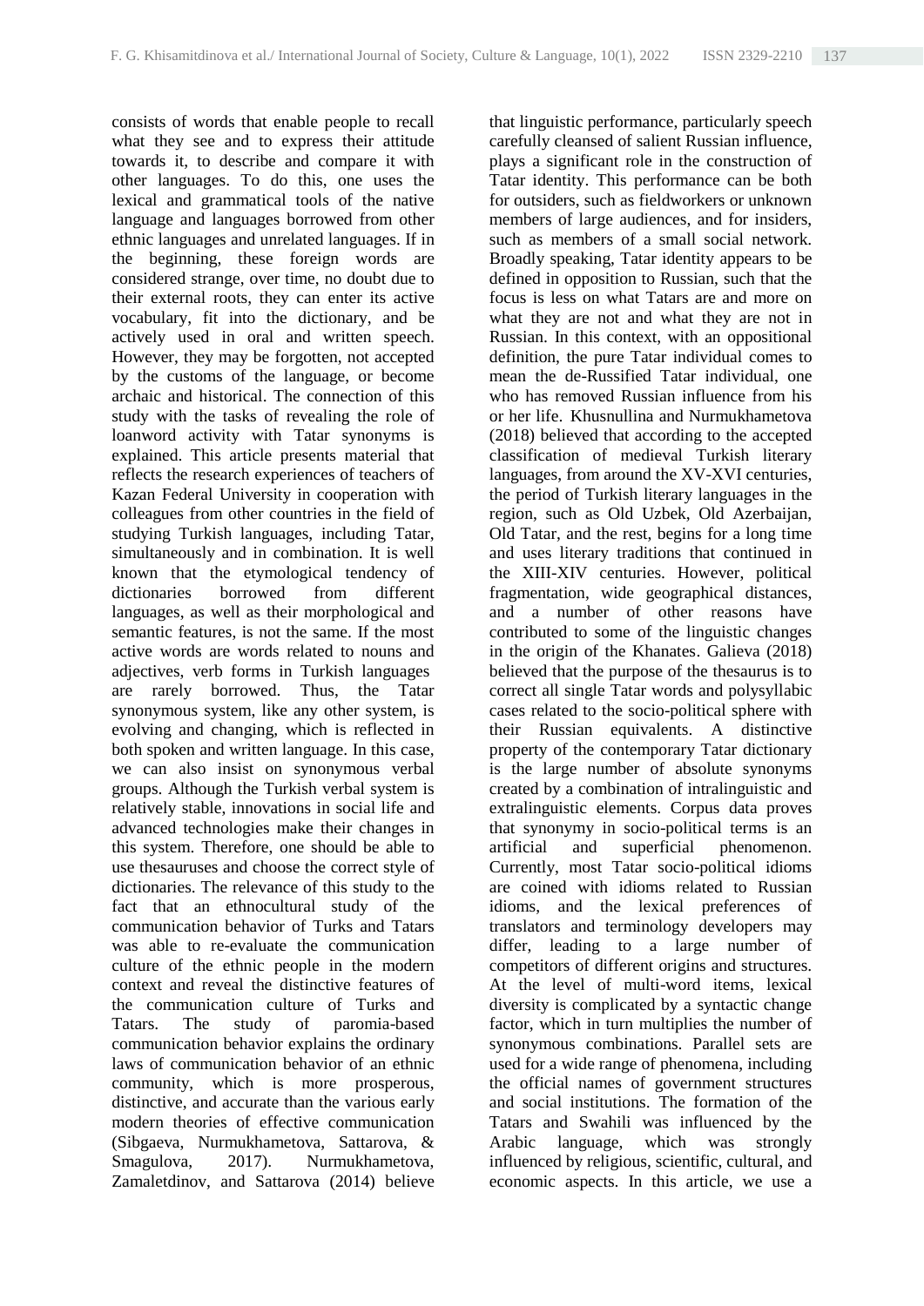consists of words that enable people to recall what they see and to express their attitude towards it, to describe and compare it with other languages. To do this, one uses the lexical and grammatical tools of the native language and languages borrowed from other ethnic languages and unrelated languages. If in the beginning, these foreign words are considered strange, over time, no doubt due to their external roots, they can enter its active vocabulary, fit into the dictionary, and be actively used in oral and written speech. However, they may be forgotten, not accepted by the customs of the language, or become archaic and historical. The connection of this study with the tasks of revealing the role of loanword activity with Tatar synonyms is explained. This article presents material that reflects the research experiences of teachers of Kazan Federal University in cooperation with colleagues from other countries in the field of studying Turkish languages, including Tatar, simultaneously and in combination. It is well known that the etymological tendency of dictionaries borrowed from different languages, as well as their morphological and semantic features, is not the same. If the most active words are words related to nouns and adjectives, verb forms in Turkish languages are rarely borrowed. Thus, the Tatar synonymous system, like any other system, is evolving and changing, which is reflected in both spoken and written language. In this case, we can also insist on synonymous verbal groups. Although the Turkish verbal system is relatively stable, innovations in social life and advanced technologies make their changes in this system. Therefore, one should be able to use thesauruses and choose the correct style of dictionaries. The relevance of this study to the fact that an ethnocultural study of the communication behavior of Turks and Tatars was able to re-evaluate the communication culture of the ethnic people in the modern context and reveal the distinctive features of the communication culture of Turks and Tatars. The study of paromia-based communication behavior explains the ordinary laws of communication behavior of an ethnic community, which is more prosperous, distinctive, and accurate than the various early modern theories of effective communication (Sibgaeva, Nurmukhametova, Sattarova, & Smagulova, 2017). Nurmukhametova, Zamaletdinov, and Sattarova (2014) believe that linguistic performance, particularly speech carefully cleansed of salient Russian influence, plays a significant role in the construction of Tatar identity. This performance can be both for outsiders, such as fieldworkers or unknown members of large audiences, and for insiders, such as members of a small social network. Broadly speaking, Tatar identity appears to be defined in opposition to Russian, such that the focus is less on what Tatars are and more on what they are not and what they are not in Russian. In this context, with an oppositional definition, the pure Tatar individual comes to mean the de-Russified Tatar individual, one who has removed Russian influence from his or her life. Khusnullina and Nurmukhametova (2018) believed that according to the accepted classification of medieval Turkish literary languages, from around the XV-XVI centuries, the period of Turkish literary languages in the region, such as Old Uzbek, Old Azerbaijan, Old Tatar, and the rest, begins for a long time and uses literary traditions that continued in the XIII-XIV centuries. However, political fragmentation, wide geographical distances, and a number of other reasons have contributed to some of the linguistic changes in the origin of the Khanates. Galieva (2018) believed that the purpose of the thesaurus is to correct all single Tatar words and polysyllabic cases related to the socio-political sphere with their Russian equivalents. A distinctive property of the contemporary Tatar dictionary is the large number of absolute synonyms created by a combination of intralinguistic and extralinguistic elements. Corpus data proves that synonymy in socio-political terms is an artificial and superficial phenomenon. Currently, most Tatar socio-political idioms are coined with idioms related to Russian idioms, and the lexical preferences of translators and terminology developers may differ, leading to a large number of competitors of different origins and structures. At the level of multi-word items, lexical diversity is complicated by a syntactic change factor, which in turn multiplies the number of synonymous combinations. Parallel sets are used for a wide range of phenomena, including the official names of government structures and social institutions. The formation of the Tatars and Swahili was influenced by the Arabic language, which was strongly influenced by religious, scientific, cultural, and economic aspects. In this article, we use a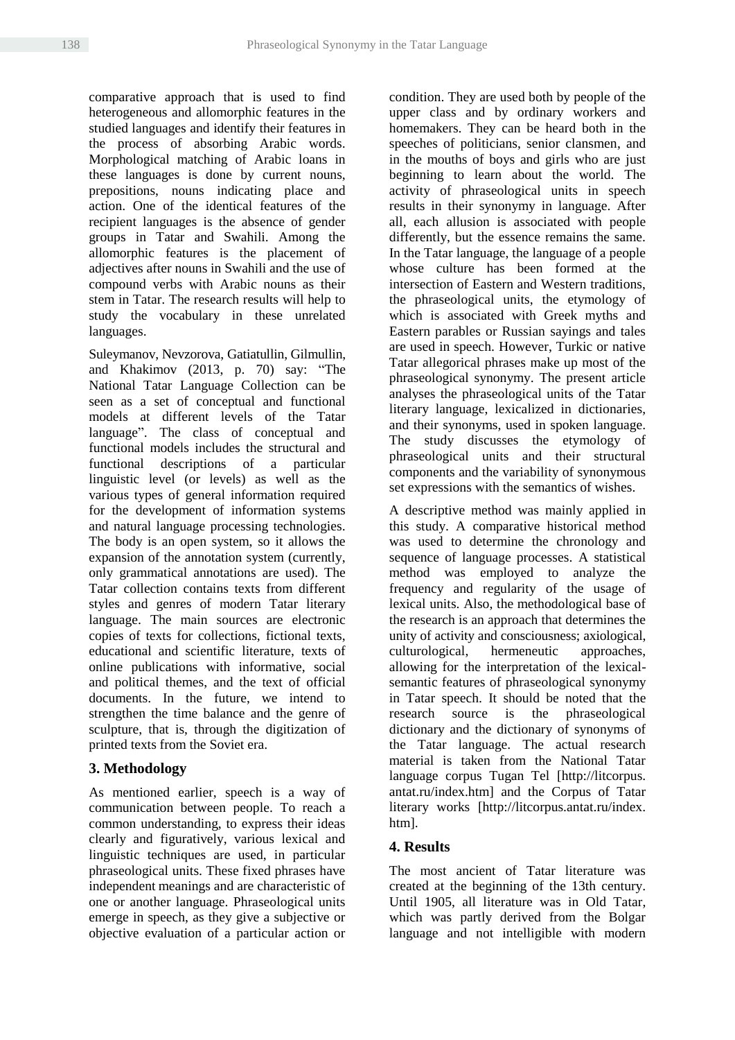comparative approach that is used to find heterogeneous and allomorphic features in the studied languages and identify their features in the process of absorbing Arabic words. Morphological matching of Arabic loans in these languages is done by current nouns, prepositions, nouns indicating place and action. One of the identical features of the recipient languages is the absence of gender groups in Tatar and Swahili. Among the allomorphic features is the placement of adjectives after nouns in Swahili and the use of compound verbs with Arabic nouns as their stem in Tatar. The research results will help to study the vocabulary in these unrelated languages.

Suleymanov, Nevzorova, Gatiatullin, Gilmullin, and Khakimov (2013, p. 70) say: "The National Tatar Language Collection can be seen as a set of conceptual and functional models at different levels of the Tatar language". The class of conceptual and functional models includes the structural and functional descriptions of a particular linguistic level (or levels) as well as the various types of general information required for the development of information systems and natural language processing technologies. The body is an open system, so it allows the expansion of the annotation system (currently, only grammatical annotations are used). The Tatar collection contains texts from different styles and genres of modern Tatar literary language. The main sources are electronic copies of texts for collections, fictional texts, educational and scientific literature, texts of online publications with informative, social and political themes, and the text of official documents. In the future, we intend to strengthen the time balance and the genre of sculpture, that is, through the digitization of printed texts from the Soviet era.

## 3. Methodology

As mentioned earlier, speech is a way of communication between people. To reach a common understanding, to express their ideas clearly and figuratively, various lexical and linguistic techniques are used, in particular phraseological units. These fixed phrases have independent meanings and are characteristic of one or another language. Phraseological units emerge in speech, as they give a subjective or objective evaluation of a particular action or condition. They are used both by people of the upper class and by ordinary workers and homemakers. They can be heard both in the speeches of politicians, senior clansmen, and in the mouths of boys and girls who are just beginning to learn about the world. The activity of phraseological units in speech results in their synonymy in language. After all, each allusion is associated with people differently, but the essence remains the same. In the Tatar language, the language of a people whose culture has been formed at the intersection of Eastern and Western traditions, the phraseological units, the etymology of which is associated with Greek myths and Eastern parables or Russian sayings and tales are used in speech. However, Turkic or native Tatar allegorical phrases make up most of the phraseological synonymy. The present article analyses the phraseological units of the Tatar literary language, lexicalized in dictionaries, and their synonyms, used in spoken language. The study discusses the etymology of phraseological units and their structural components and the variability of synonymous set expressions with the semantics of wishes.

A descriptive method was mainly applied in this study. A comparative historical method was used to determine the chronology and sequence of language processes. A statistical method was employed to analyze the frequency and regularity of the usage of lexical units. Also, the methodological base of the research is an approach that determines the unity of activity and consciousness; axiological, culturological, hermeneutic approaches, allowing for the interpretation of the lexical-semantic features of phraseological synonymy in Tatar speech. It should be noted that the research source is the phraseological dictionary and the dictionary of synonyms of the Tatar language. The actual research material is taken from the National Tatar language corpus Tugan Tel [http://litcorpus.antat.ru/index.htm] and the Corpus of Tatar literary works [http://litcorpus.antat.ru/index.htm].

## 4. Results

The most ancient of Tatar literature was created at the beginning of the 13th century. Until 1905, all literature was in Old Tatar, which was partly derived from the Bolgar language and not intelligible with modern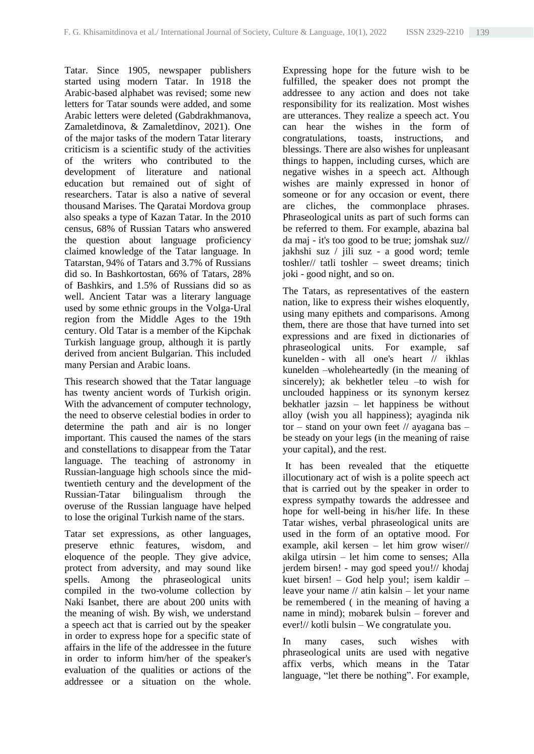Tatar. Since 1905, newspaper publishers started using modern Tatar. In 1918 the Arabic-based alphabet was revised; some new letters for Tatar sounds were added, and some Arabic letters were deleted (Gabdrakhmanova, Zamaletdinova, & Zamaletdinov, 2021). One of the major tasks of the modern Tatar literary criticism is a scientific study of the activities of the writers who contributed to the development of literature and national education but remained out of sight of researchers. Tatar is also a native of several thousand Marises. The Qaratai Mordova group also speaks a type of Kazan Tatar. In the 2010 census, 68% of Russian Tatars who answered the question about language proficiency claimed knowledge of the Tatar language. In Tatarstan, 94% of Tatars and 3.7% of Russians did so. In Bashkortostan, 66% of Tatars, 28% of Bashkirs, and 1.5% of Russians did so as well. Ancient Tatar was a literary language used by some ethnic groups in the Volga-Ural region from the Middle Ages to the 19th century. Old Tatar is a member of the Kipchak Turkish language group, although it is partly derived from ancient Bulgarian. This included many Persian and Arabic loans.

This research showed that the Tatar language has twenty ancient words of Turkish origin. With the advancement of computer technology, the need to observe celestial bodies in order to determine the path and air is no longer important. This caused the names of the stars and constellations to disappear from the Tatar language. The teaching of astronomy in Russian-language high schools since the mid-twentieth century and the development of the Russian-Tatar bilingualism through the overuse of the Russian language have helped to lose the original Turkish name of the stars.

Tatar set expressions, as other languages, preserve ethnic features, wisdom, and eloquence of the people. They give advice, protect from adversity, and may sound like spells. Among the phraseological units compiled in the two-volume collection by Naki Isanbet, there are about 200 units with the meaning of wish. By wish, we understand a speech act that is carried out by the speaker in order to express hope for a specific state of affairs in the life of the addressee in the future in order to inform him/her of the speaker's evaluation of the qualities or actions of the addressee or a situation on the whole. Expressing hope for the future wish to be fulfilled, the speaker does not prompt the addressee to any action and does not take responsibility for its realization. Most wishes are utterances. They realize a speech act. You can hear the wishes in the form of congratulations, toasts, instructions, and blessings. There are also wishes for unpleasant things to happen, including curses, which are negative wishes in a speech act. Although wishes are mainly expressed in honor of someone or for any occasion or event, there are cliches, the commonplace phrases. Phraseological units as part of such forms can be referred to them. For example, abazina bal da maj - it's too good to be true; jomshak suz// jakhshi suz / jili suz - a good word; temle toshler// tatli toshler – sweet dreams; tinich joki - good night, and so on.

The Tatars, as representatives of the eastern nation, like to express their wishes eloquently, using many epithets and comparisons. Among them, there are those that have turned into set expressions and are fixed in dictionaries of phraseological units. For example, saf kunelden - with all one's heart // ikhlas kunelden –wholeheartedly (in the meaning of sincerely); ak bekhetler teleu –to wish for unclouded happiness or its synonym kersez bekhatler jazsin – let happiness be without alloy (wish you all happiness); ayaginda nik tor – stand on your own feet // ayagana bas – be steady on your legs (in the meaning of raise your capital), and the rest.

It has been revealed that the etiquette illocutionary act of wish is a polite speech act that is carried out by the speaker in order to express sympathy towards the addressee and hope for well-being in his/her life. In these Tatar wishes, verbal phraseological units are used in the form of an optative mood. For example, akil kersen – let him grow wiser// akilga utirsin – let him come to senses; Alla jerdem birsen! - may god speed you!// khodaj kuet birsen! – God help you!; isem kaldir – leave your name // atin kalsin – let your name be remembered ( in the meaning of having a name in mind); mobarek bulsin – forever and ever!// kotli bulsin – We congratulate you.

In many cases, such wishes with phraseological units are used with negative affix verbs, which means in the Tatar language, "let there be nothing". For example,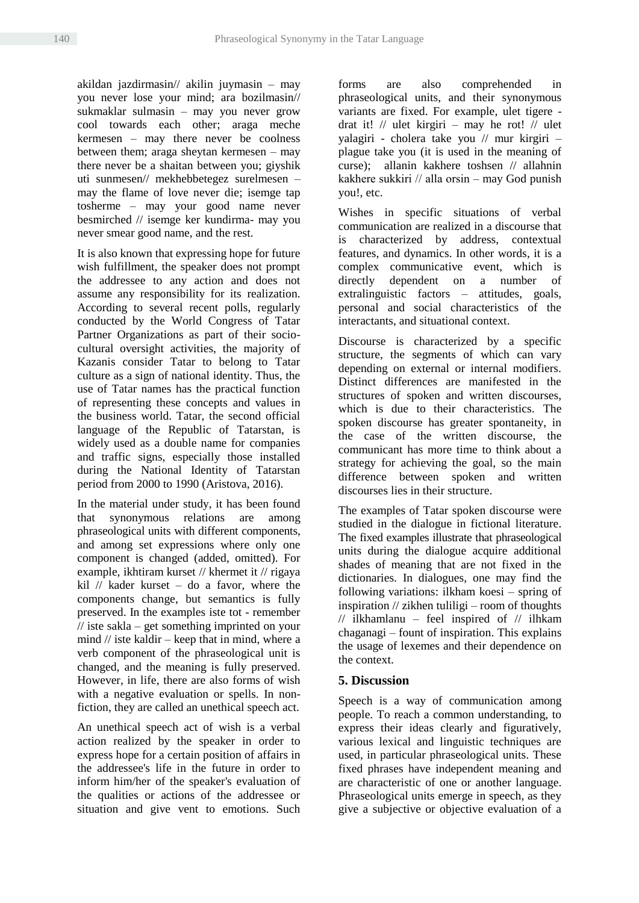akildan jazdirmasin// akilin juymasin – may you never lose your mind; ara bozilmasin// sukmaklar sulmasin – may you never grow cool towards each other; araga meche kermesen – may there never be coolness between them; araga sheytan kermesen – may there never be a shaitan between you; giyshik uti sunmesen// mekhebbetegez surelmesen – may the flame of love never die; isemge tap tosherme – may your good name never besmirched // isemge ker kundirma- may you never smear good name, and the rest.

It is also known that expressing hope for future wish fulfillment, the speaker does not prompt the addressee to any action and does not assume any responsibility for its realization. According to several recent polls, regularly conducted by the World Congress of Tatar Partner Organizations as part of their socio-cultural oversight activities, the majority of Kazanis consider Tatar to belong to Tatar culture as a sign of national identity. Thus, the use of Tatar names has the practical function of representing these concepts and values in the business world. Tatar, the second official language of the Republic of Tatarstan, is widely used as a double name for companies and traffic signs, especially those installed during the National Identity of Tatarstan period from 2000 to 1990 (Aristova, 2016).

In the material under study, it has been found that synonymous relations are among phraseological units with different components, and among set expressions where only one component is changed (added, omitted). For example, ikhtiram kurset // khermet it // rigaya kil // kader kurset – do a favor, where the components change, but semantics is fully preserved. In the examples iste tot - remember // iste sakla – get something imprinted on your mind // iste kaldir – keep that in mind, where a verb component of the phraseological unit is changed, and the meaning is fully preserved. However, in life, there are also forms of wish with a negative evaluation or spells. In non-fiction, they are called an unethical speech act.

An unethical speech act of wish is a verbal action realized by the speaker in order to express hope for a certain position of affairs in the addressee's life in the future in order to inform him/her of the speaker's evaluation of the qualities or actions of the addressee or situation and give vent to emotions. Such forms are also comprehended in phraseological units, and their synonymous variants are fixed. For example, ulet tigere - drat it! // ulet kirgiri – may he rot! // ulet yalagiri - cholera take you // mur kirgiri – plague take you (it is used in the meaning of curse); allanin kakhere toshsen // allahnin kakhere sukkiri // alla orsin – may God punish you!, etc.

Wishes in specific situations of verbal communication are realized in a discourse that is characterized by address, contextual features, and dynamics. In other words, it is a complex communicative event, which is directly dependent on a number of extralinguistic factors – attitudes, goals, personal and social characteristics of the interactants, and situational context.

Discourse is characterized by a specific structure, the segments of which can vary depending on external or internal modifiers. Distinct differences are manifested in the structures of spoken and written discourses, which is due to their characteristics. The spoken discourse has greater spontaneity, in the case of the written discourse, the communicant has more time to think about a strategy for achieving the goal, so the main difference between spoken and written discourses lies in their structure.

The examples of Tatar spoken discourse were studied in the dialogue in fictional literature. The fixed examples illustrate that phraseological units during the dialogue acquire additional shades of meaning that are not fixed in the dictionaries. In dialogues, one may find the following variations: ilkham koesi – spring of inspiration // zikhen tuliligi – room of thoughts // ilkhamlanu – feel inspired of // ilhkam chaganagi – fount of inspiration. This explains the usage of lexemes and their dependence on the context.

## 5. Discussion

Speech is a way of communication among people. To reach a common understanding, to express their ideas clearly and figuratively, various lexical and linguistic techniques are used, in particular phraseological units. These fixed phrases have independent meaning and are characteristic of one or another language. Phraseological units emerge in speech, as they give a subjective or objective evaluation of a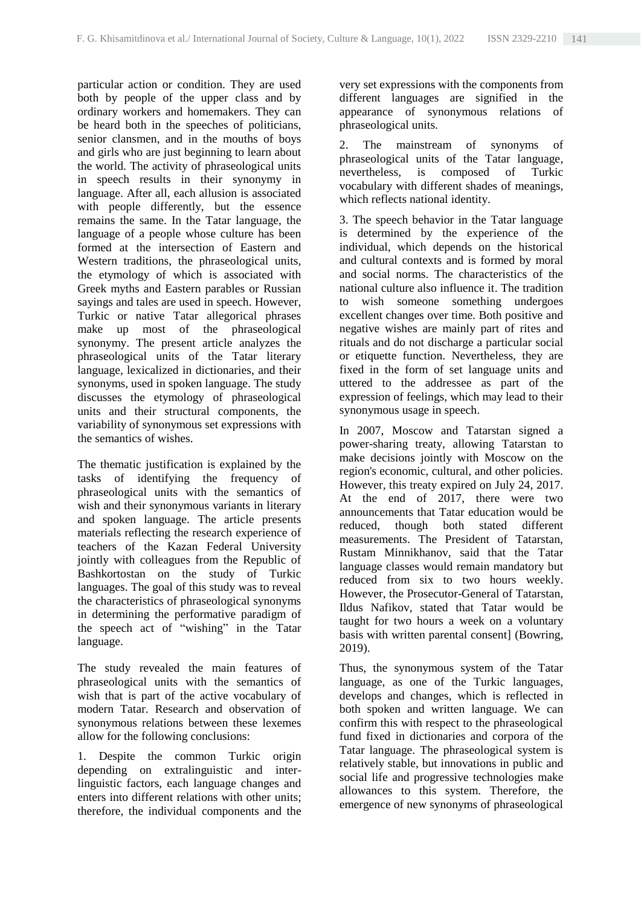particular action or condition. They are used both by people of the upper class and by ordinary workers and homemakers. They can be heard both in the speeches of politicians, senior clansmen, and in the mouths of boys and girls who are just beginning to learn about the world. The activity of phraseological units in speech results in their synonymy in language. After all, each allusion is associated with people differently, but the essence remains the same. In the Tatar language, the language of a people whose culture has been formed at the intersection of Eastern and Western traditions, the phraseological units, the etymology of which is associated with Greek myths and Eastern parables or Russian sayings and tales are used in speech. However, Turkic or native Tatar allegorical phrases make up most of the phraseological synonymy. The present article analyzes the phraseological units of the Tatar literary language, lexicalized in dictionaries, and their synonyms, used in spoken language. The study discusses the etymology of phraseological units and their structural components, the variability of synonymous set expressions with the semantics of wishes.

The thematic justification is explained by the tasks of identifying the frequency of phraseological units with the semantics of wish and their synonymous variants in literary and spoken language. The article presents materials reflecting the research experience of teachers of the Kazan Federal University jointly with colleagues from the Republic of Bashkortostan on the study of Turkic languages. The goal of this study was to reveal the characteristics of phraseological synonyms in determining the performative paradigm of the speech act of "wishing" in the Tatar language.

The study revealed the main features of phraseological units with the semantics of wish that is part of the active vocabulary of modern Tatar. Research and observation of synonymous relations between these lexemes allow for the following conclusions:

1. Despite the common Turkic origin depending on extralinguistic and inter-linguistic factors, each language changes and enters into different relations with other units; therefore, the individual components and the very set expressions with the components from different languages are signified in the appearance of synonymous relations of phraseological units.

2. The mainstream of synonyms of phraseological units of the Tatar language, nevertheless, is composed of Turkic vocabulary with different shades of meanings, which reflects national identity.

3. The speech behavior in the Tatar language is determined by the experience of the individual, which depends on the historical and cultural contexts and is formed by moral and social norms. The characteristics of the national culture also influence it. The tradition to wish someone something undergoes excellent changes over time. Both positive and negative wishes are mainly part of rites and rituals and do not discharge a particular social or etiquette function. Nevertheless, they are fixed in the form of set language units and uttered to the addressee as part of the expression of feelings, which may lead to their synonymous usage in speech.

In 2007, Moscow and Tatarstan signed a power-sharing treaty, allowing Tatarstan to make decisions jointly with Moscow on the region's economic, cultural, and other policies. However, this treaty expired on July 24, 2017. At the end of 2017, there were two announcements that Tatar education would be reduced, though both stated different measurements. The President of Tatarstan, Rustam Minnikhanov, said that the Tatar language classes would remain mandatory but reduced from six to two hours weekly. However, the Prosecutor-General of Tatarstan, Ildus Nafikov, stated that Tatar would be taught for two hours a week on a voluntary basis with written parental consent] (Bowring, 2019).

Thus, the synonymous system of the Tatar language, as one of the Turkic languages, develops and changes, which is reflected in both spoken and written language. We can confirm this with respect to the phraseological fund fixed in dictionaries and corpora of the Tatar language. The phraseological system is relatively stable, but innovations in public and social life and progressive technologies make allowances to this system. Therefore, the emergence of new synonyms of phraseological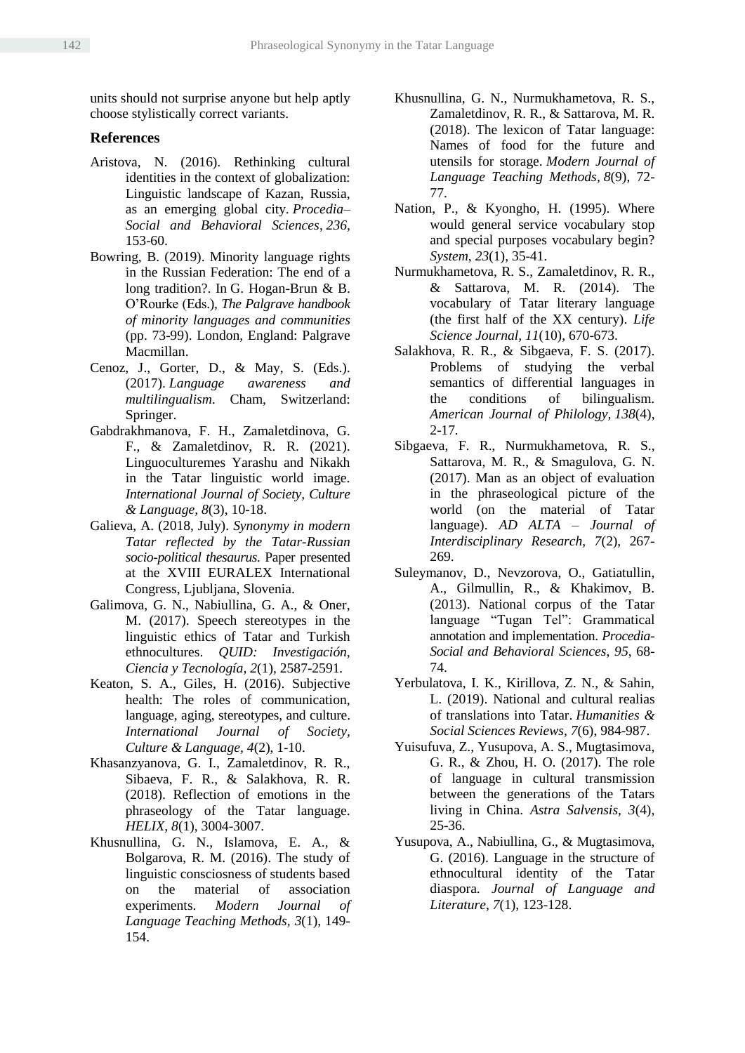units should not surprise anyone but help aptly choose stylistically correct variants.

## References

Aristova, N. (2016). Rethinking cultural identities in the context of globalization: Linguistic landscape of Kazan, Russia, as an emerging global city. *Procedia– Social and Behavioral Sciences*, *236*, 153-60.

Bowring, B. (2019). Minority language rights in the Russian Federation: The end of a long tradition?. In G. Hogan-Brun & B. O'Rourke (Eds.), *The Palgrave handbook of minority languages and communities* (pp. 73-99). London, England: Palgrave Macmillan.

Cenoz, J., Gorter, D., & May, S. (Eds.). (2017). *Language awareness and multilingualism*. Cham, Switzerland: Springer.

Gabdrakhmanova, F. H., Zamaletdinova, G. F., & Zamaletdinov, R. R. (2021). Linguoculturemes Yarashu and Nikakh in the Tatar linguistic world image. *International Journal of Society, Culture & Language*, *8*(3), 10-18.

Galieva, A. (2018, July). *Synonymy in modern Tatar reflected by the Tatar-Russian socio-political thesaurus.* Paper presented at the XVIII EURALEX International Congress, Ljubljana, Slovenia.

Galimova, G. N., Nabiullina, G. A., & Oner, M. (2017). Speech stereotypes in the linguistic ethics of Tatar and Turkish ethnocultures. *QUID: Investigación, Ciencia y Tecnología, 2*(1), 2587-2591.

Keaton, S. A., Giles, H. (2016). Subjective health: The roles of communication, language, aging, stereotypes, and culture. *International Journal of Society, Culture & Language, 4*(2), 1-10.

Khasanzyanova, G. I., Zamaletdinov, R. R., Sibaeva, F. R., & Salakhova, R. R. (2018). Reflection of emotions in the phraseology of the Tatar language. *HELIX, 8*(1), 3004-3007.

Khusnullina, G. N., Islamova, E. A., & Bolgarova, R. M. (2016). The study of linguistic consciosness of students based on the material of association experiments. *Modern Journal of Language Teaching Methods, 3*(1), 149-154.

Khusnullina, G. N., Nurmukhametova, R. S., Zamaletdinov, R. R., & Sattarova, M. R. (2018). The lexicon of Tatar language: Names of food for the future and utensils for storage. *Modern Journal of Language Teaching Methods*, *8*(9), 72-77.

Nation, P., & Kyongho, H. (1995). Where would general service vocabulary stop and special purposes vocabulary begin? *System*, *23*(1), 35-41.

Nurmukhametova, R. S., Zamaletdinov, R. R., & Sattarova, M. R. (2014). The vocabulary of Tatar literary language (the first half of the XX century). *Life Science Journal, 11*(10), 670-673.

Salakhova, R. R., & Sibgaeva, F. S. (2017). Problems of studying the verbal semantics of differential languages in the conditions of bilingualism. *American Journal of Philology*, *138*(4), 2-17.

Sibgaeva, F. R., Nurmukhametova, R. S., Sattarova, M. R., & Smagulova, G. N. (2017). Man as an object of evaluation in the phraseological picture of the world (on the material of Tatar language). *AD ALTA – Journal of Interdisciplinary Research, 7*(2), 267-269.

Suleymanov, D., Nevzorova, O., Gatiatullin, A., Gilmullin, R., & Khakimov, B. (2013). National corpus of the Tatar language "Tugan Tel": Grammatical annotation and implementation. *Procedia-Social and Behavioral Sciences*, *95*, 68-74.

Yerbulatova, I. K., Kirillova, Z. N., & Sahin, L. (2019). National and cultural realias of translations into Tatar. *Humanities & Social Sciences Reviews*, *7*(6), 984-987.

Yuisufuva, Z., Yusupova, A. S., Mugtasimova, G. R., & Zhou, H. O. (2017). The role of language in cultural transmission between the generations of the Tatars living in China. *Astra Salvensis*, *3*(4), 25-36.

Yusupova, A., Nabiullina, G., & Mugtasimova, G. (2016). Language in the structure of ethnocultural identity of the Tatar diaspora. *Journal of Language and Literature*, *7*(1), 123-128.